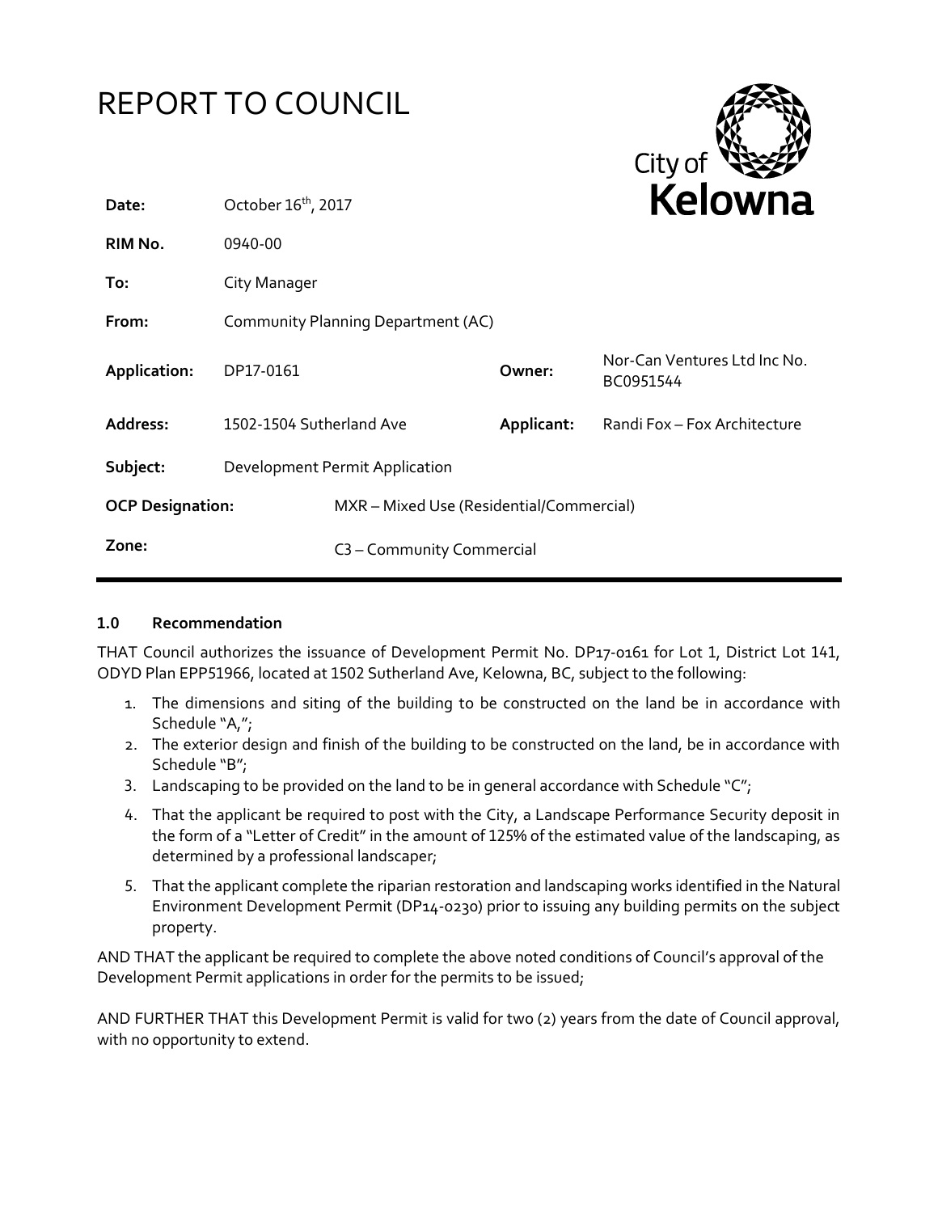# REPORT TO COUNCIL

City of **Kelowna**

| | | | |
|---|---|---|---|
| **Date:** | October 16th, 2017 | | |
| **RIM No.** | 0940-00 | | |
| **To:** | City Manager | | |
| **From:** | Community Planning Department (AC) | | |
| **Application:** | DP17-0161 | **Owner:** | Nor-Can Ventures Ltd Inc No. BC0951544 |
| **Address:** | 1502-1504 Sutherland Ave | **Applicant:** | Randi Fox – Fox Architecture |
| **Subject:** | Development Permit Application | | |
| **OCP Designation:** | MXR – Mixed Use (Residential/Commercial) | | |
| **Zone:** | C3 – Community Commercial | | |

### 1.0 Recommendation

THAT Council authorizes the issuance of Development Permit No. DP17-0161 for Lot 1, District Lot 141, ODYD Plan EPP51966, located at 1502 Sutherland Ave, Kelowna, BC, subject to the following:

1. The dimensions and siting of the building to be constructed on the land be in accordance with Schedule "A,";
2. The exterior design and finish of the building to be constructed on the land, be in accordance with Schedule "B";
3. Landscaping to be provided on the land to be in general accordance with Schedule "C";
4. That the applicant be required to post with the City, a Landscape Performance Security deposit in the form of a "Letter of Credit" in the amount of 125% of the estimated value of the landscaping, as determined by a professional landscaper;
5. That the applicant complete the riparian restoration and landscaping works identified in the Natural Environment Development Permit (DP14-0230) prior to issuing any building permits on the subject property.

AND THAT the applicant be required to complete the above noted conditions of Council's approval of the Development Permit applications in order for the permits to be issued;

AND FURTHER THAT this Development Permit is valid for two (2) years from the date of Council approval, with no opportunity to extend.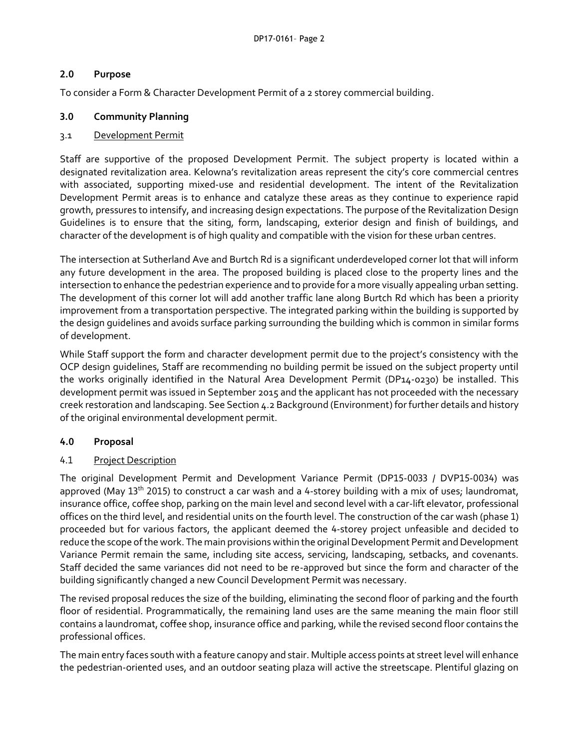## 2.0 Purpose

To consider a Form & Character Development Permit of a 2 storey commercial building.

## 3.0 Community Planning

### 3.1 Development Permit

Staff are supportive of the proposed Development Permit. The subject property is located within a designated revitalization area. Kelowna's revitalization areas represent the city's core commercial centres with associated, supporting mixed-use and residential development. The intent of the Revitalization Development Permit areas is to enhance and catalyze these areas as they continue to experience rapid growth, pressures to intensify, and increasing design expectations. The purpose of the Revitalization Design Guidelines is to ensure that the siting, form, landscaping, exterior design and finish of buildings, and character of the development is of high quality and compatible with the vision for these urban centres.

The intersection at Sutherland Ave and Burtch Rd is a significant underdeveloped corner lot that will inform any future development in the area. The proposed building is placed close to the property lines and the intersection to enhance the pedestrian experience and to provide for a more visually appealing urban setting. The development of this corner lot will add another traffic lane along Burtch Rd which has been a priority improvement from a transportation perspective. The integrated parking within the building is supported by the design guidelines and avoids surface parking surrounding the building which is common in similar forms of development.

While Staff support the form and character development permit due to the project's consistency with the OCP design guidelines, Staff are recommending no building permit be issued on the subject property until the works originally identified in the Natural Area Development Permit (DP14-0230) be installed. This development permit was issued in September 2015 and the applicant has not proceeded with the necessary creek restoration and landscaping. See Section 4.2 Background (Environment) for further details and history of the original environmental development permit.

## 4.0 Proposal

### 4.1 Project Description

The original Development Permit and Development Variance Permit (DP15-0033 / DVP15-0034) was approved (May 13th 2015) to construct a car wash and a 4-storey building with a mix of uses; laundromat, insurance office, coffee shop, parking on the main level and second level with a car-lift elevator, professional offices on the third level, and residential units on the fourth level. The construction of the car wash (phase 1) proceeded but for various factors, the applicant deemed the 4-storey project unfeasible and decided to reduce the scope of the work. The main provisions within the original Development Permit and Development Variance Permit remain the same, including site access, servicing, landscaping, setbacks, and covenants. Staff decided the same variances did not need to be re-approved but since the form and character of the building significantly changed a new Council Development Permit was necessary.

The revised proposal reduces the size of the building, eliminating the second floor of parking and the fourth floor of residential. Programmatically, the remaining land uses are the same meaning the main floor still contains a laundromat, coffee shop, insurance office and parking, while the revised second floor contains the professional offices.

The main entry faces south with a feature canopy and stair. Multiple access points at street level will enhance the pedestrian-oriented uses, and an outdoor seating plaza will active the streetscape. Plentiful glazing on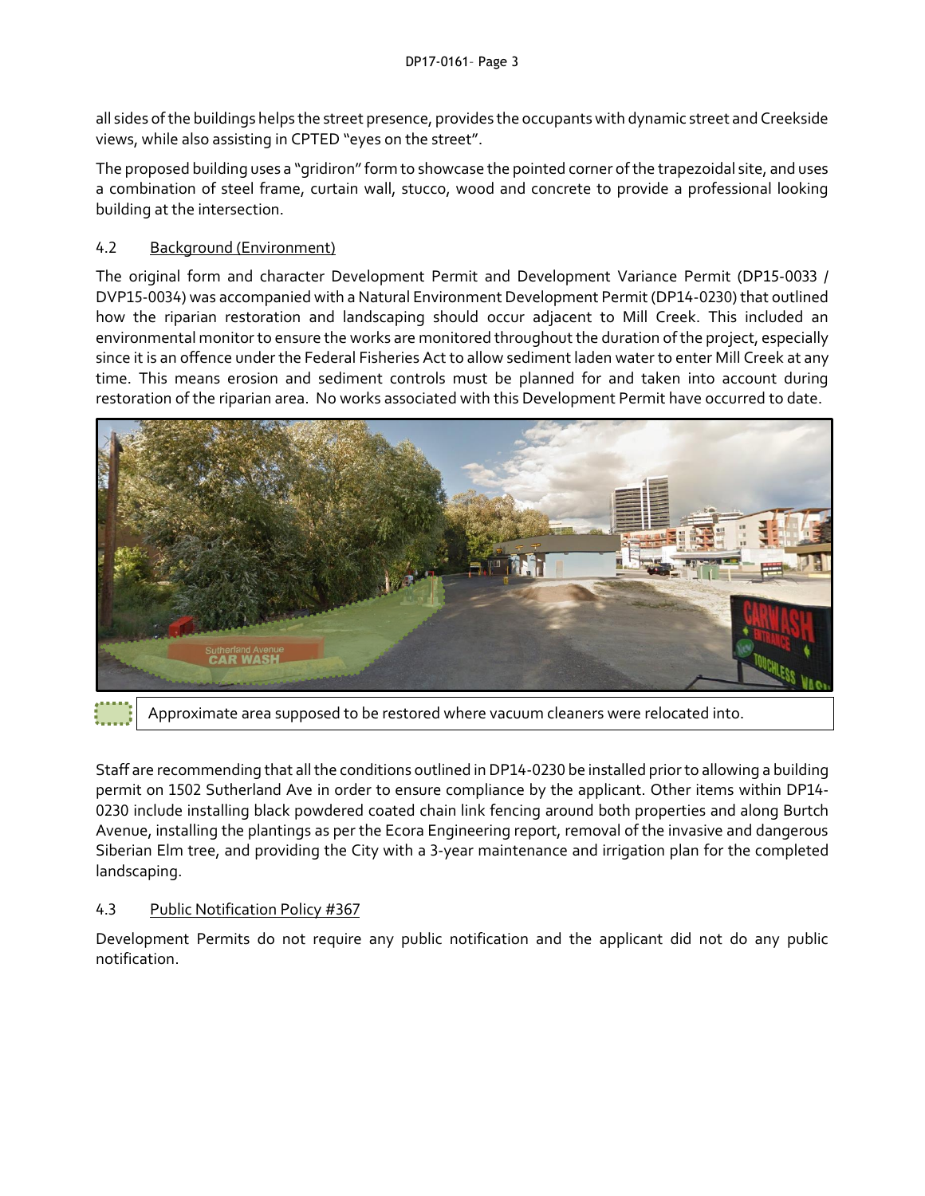all sides of the buildings helps the street presence, provides the occupants with dynamic street and Creekside views, while also assisting in CPTED "eyes on the street".

The proposed building uses a "gridiron" form to showcase the pointed corner of the trapezoidal site, and uses a combination of steel frame, curtain wall, stucco, wood and concrete to provide a professional looking building at the intersection.

### 4.2 Background (Environment)

The original form and character Development Permit and Development Variance Permit (DP15-0033 / DVP15-0034) was accompanied with a Natural Environment Development Permit (DP14-0230) that outlined how the riparian restoration and landscaping should occur adjacent to Mill Creek. This included an environmental monitor to ensure the works are monitored throughout the duration of the project, especially since it is an offence under the Federal Fisheries Act to allow sediment laden water to enter Mill Creek at any time. This means erosion and sediment controls must be planned for and taken into account during restoration of the riparian area. No works associated with this Development Permit have occurred to date.

Approximate area supposed to be restored where vacuum cleaners were relocated into.

Staff are recommending that all the conditions outlined in DP14-0230 be installed prior to allowing a building permit on 1502 Sutherland Ave in order to ensure compliance by the applicant. Other items within DP14-0230 include installing black powdered coated chain link fencing around both properties and along Burtch Avenue, installing the plantings as per the Ecora Engineering report, removal of the invasive and dangerous Siberian Elm tree, and providing the City with a 3-year maintenance and irrigation plan for the completed landscaping.

### 4.3 Public Notification Policy #367

Development Permits do not require any public notification and the applicant did not do any public notification.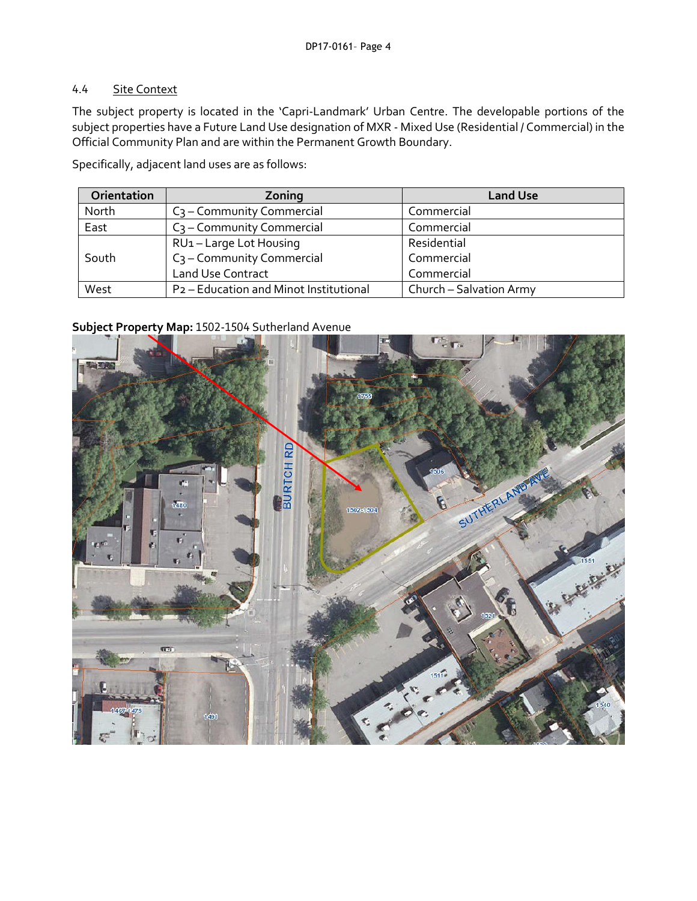### 4.4 Site Context

The subject property is located in the 'Capri-Landmark' Urban Centre. The developable portions of the subject properties have a Future Land Use designation of MXR - Mixed Use (Residential / Commercial) in the Official Community Plan and are within the Permanent Growth Boundary.

Specifically, adjacent land uses are as follows:

| Orientation | Zoning | Land Use |
|---|---|---|
| North | C3 – Community Commercial | Commercial |
| East | C3 – Community Commercial | Commercial |
| South | RU1 – Large Lot Housing<br>C3 – Community Commercial<br>Land Use Contract | Residential<br>Commercial<br>Commercial |
| West | P2 – Education and Minot Institutional | Church – Salvation Army |

**Subject Property Map:** 1502-1504 Sutherland Avenue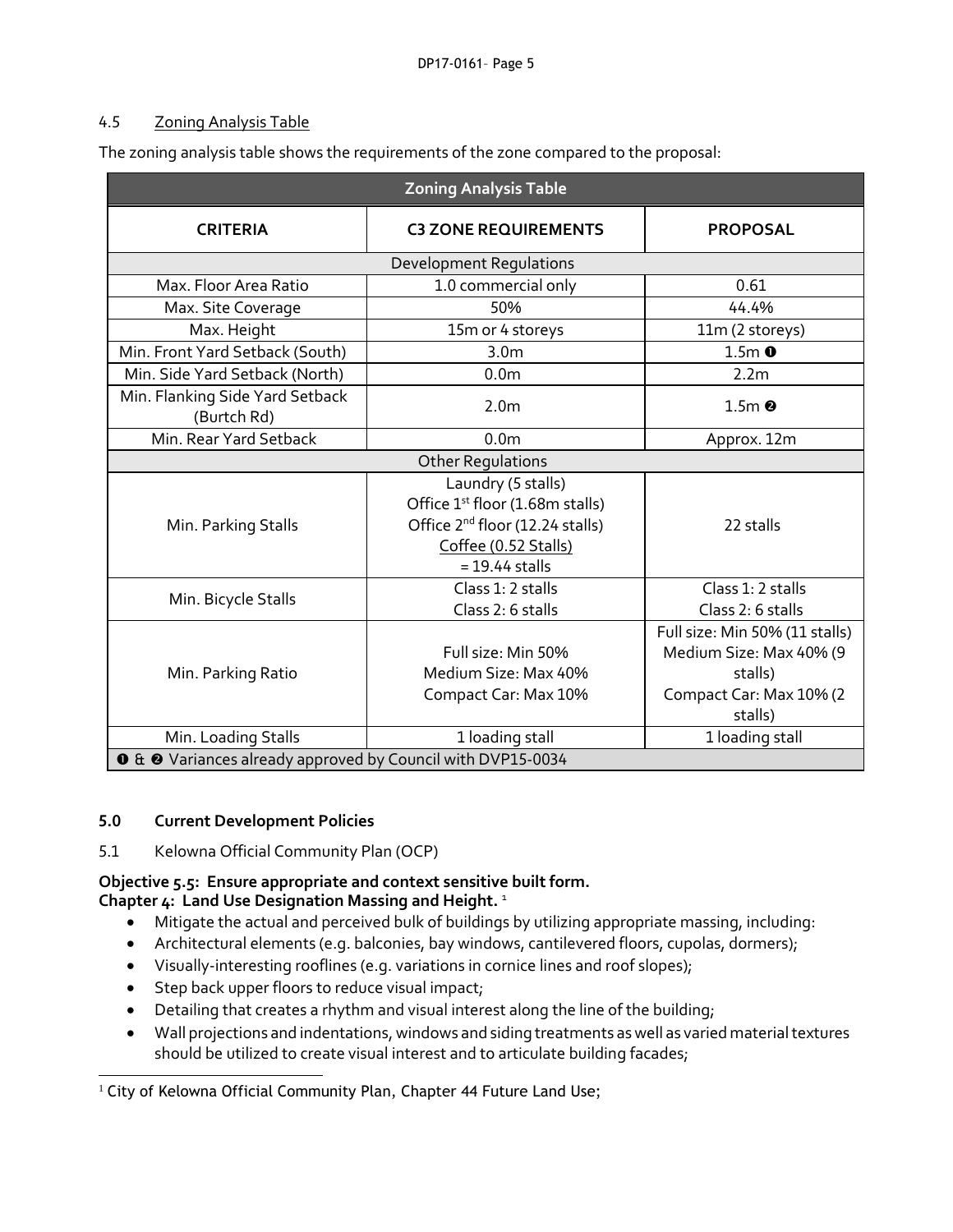### 4.5 Zoning Analysis Table

The zoning analysis table shows the requirements of the zone compared to the proposal:

| Zoning Analysis Table | | |
|---|---|---|
| **CRITERIA** | **C3 ZONE REQUIREMENTS** | **PROPOSAL** |
| Development Regulations | | |
| Max. Floor Area Ratio | 1.0 commercial only | 0.61 |
| Max. Site Coverage | 50% | 44.4% |
| Max. Height | 15m or 4 storeys | 11m (2 storeys) |
| Min. Front Yard Setback (South) | 3.0m | 1.5m ❶ |
| Min. Side Yard Setback (North) | 0.0m | 2.2m |
| Min. Flanking Side Yard Setback (Burtch Rd) | 2.0m | 1.5m ❷ |
| Min. Rear Yard Setback | 0.0m | Approx. 12m |
| Other Regulations | | |
| Min. Parking Stalls | Laundry (5 stalls)<br>Office 1st floor (1.68m stalls)<br>Office 2nd floor (12.24 stalls)<br>Coffee (0.52 Stalls)<br>= 19.44 stalls | 22 stalls |
| Min. Bicycle Stalls | Class 1: 2 stalls<br>Class 2: 6 stalls | Class 1: 2 stalls<br>Class 2: 6 stalls |
| Min. Parking Ratio | Full size: Min 50%<br>Medium Size: Max 40%<br>Compact Car: Max 10% | Full size: Min 50% (11 stalls)<br>Medium Size: Max 40% (9 stalls)<br>Compact Car: Max 10% (2 stalls) |
| Min. Loading Stalls | 1 loading stall | 1 loading stall |
| ❶ & ❷ Variances already approved by Council with DVP15-0034 | | |

## 5.0 Current Development Policies

5.1 Kelowna Official Community Plan (OCP)

**Objective 5.5: Ensure appropriate and context sensitive built form.**
**Chapter 4: Land Use Designation Massing and Height.** [1]

- Mitigate the actual and perceived bulk of buildings by utilizing appropriate massing, including:
- Architectural elements (e.g. balconies, bay windows, cantilevered floors, cupolas, dormers);
- Visually-interesting rooflines (e.g. variations in cornice lines and roof slopes);
- Step back upper floors to reduce visual impact;
- Detailing that creates a rhythm and visual interest along the line of the building;
- Wall projections and indentations, windows and siding treatments as well as varied material textures should be utilized to create visual interest and to articulate building facades;

[1] City of Kelowna Official Community Plan, Chapter 44 Future Land Use;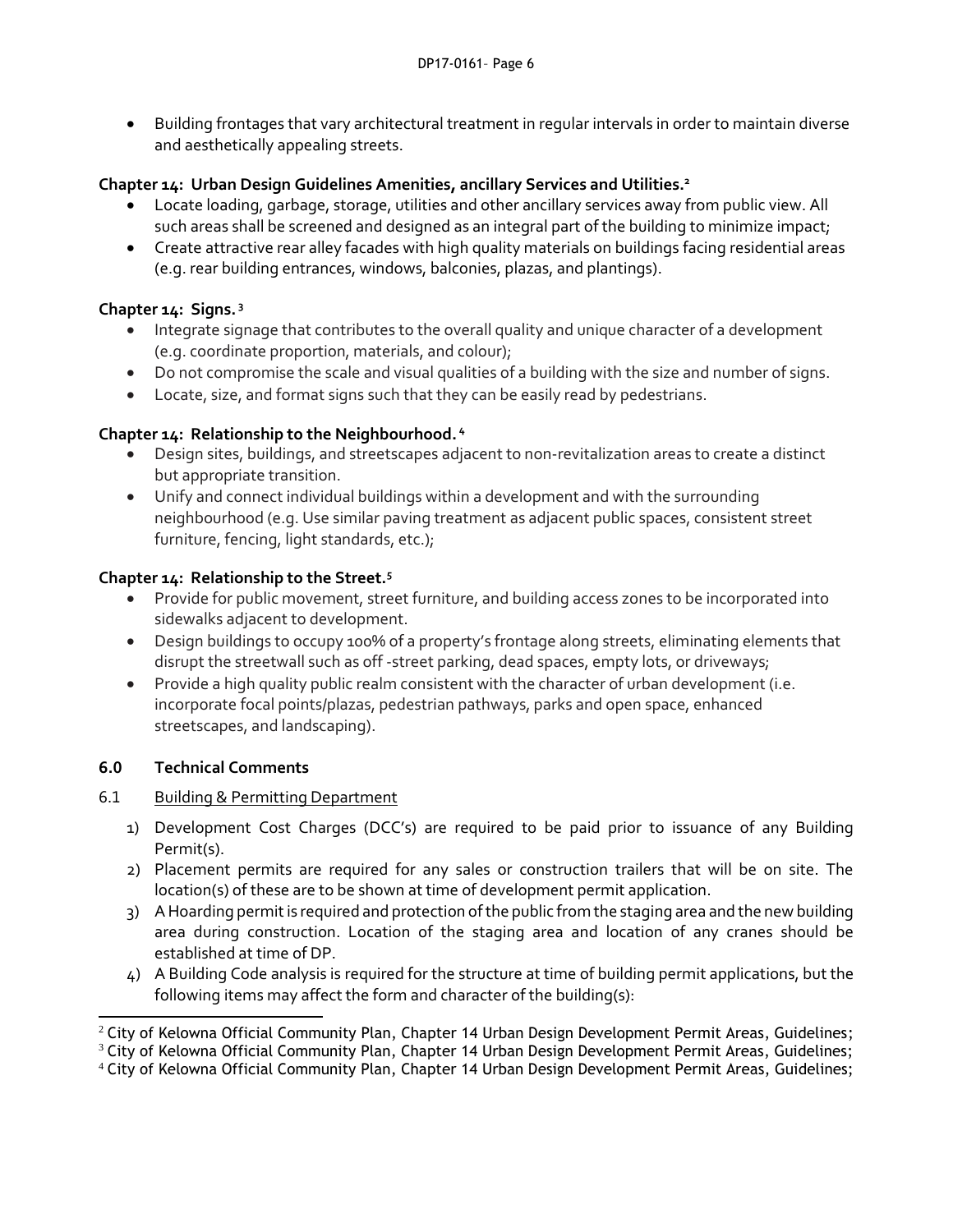- Building frontages that vary architectural treatment in regular intervals in order to maintain diverse and aesthetically appealing streets.

**Chapter 14: Urban Design Guidelines Amenities, ancillary Services and Utilities.[2]**

- Locate loading, garbage, storage, utilities and other ancillary services away from public view. All such areas shall be screened and designed as an integral part of the building to minimize impact;
- Create attractive rear alley facades with high quality materials on buildings facing residential areas (e.g. rear building entrances, windows, balconies, plazas, and plantings).

**Chapter 14: Signs.[3]**

- Integrate signage that contributes to the overall quality and unique character of a development (e.g. coordinate proportion, materials, and colour);
- Do not compromise the scale and visual qualities of a building with the size and number of signs.
- Locate, size, and format signs such that they can be easily read by pedestrians.

**Chapter 14: Relationship to the Neighbourhood.[4]**

- Design sites, buildings, and streetscapes adjacent to non-revitalization areas to create a distinct but appropriate transition.
- Unify and connect individual buildings within a development and with the surrounding neighbourhood (e.g. Use similar paving treatment as adjacent public spaces, consistent street furniture, fencing, light standards, etc.);

**Chapter 14: Relationship to the Street.[5]**

- Provide for public movement, street furniture, and building access zones to be incorporated into sidewalks adjacent to development.
- Design buildings to occupy 100% of a property's frontage along streets, eliminating elements that disrupt the streetwall such as off -street parking, dead spaces, empty lots, or driveways;
- Provide a high quality public realm consistent with the character of urban development (i.e. incorporate focal points/plazas, pedestrian pathways, parks and open space, enhanced streetscapes, and landscaping).

## 6.0 Technical Comments

6.1 Building & Permitting Department

1) Development Cost Charges (DCC's) are required to be paid prior to issuance of any Building Permit(s).
2) Placement permits are required for any sales or construction trailers that will be on site. The location(s) of these are to be shown at time of development permit application.
3) A Hoarding permit is required and protection of the public from the staging area and the new building area during construction. Location of the staging area and location of any cranes should be established at time of DP.
4) A Building Code analysis is required for the structure at time of building permit applications, but the following items may affect the form and character of the building(s):

[2] City of Kelowna Official Community Plan, Chapter 14 Urban Design Development Permit Areas, Guidelines;
[3] City of Kelowna Official Community Plan, Chapter 14 Urban Design Development Permit Areas, Guidelines;
[4] City of Kelowna Official Community Plan, Chapter 14 Urban Design Development Permit Areas, Guidelines;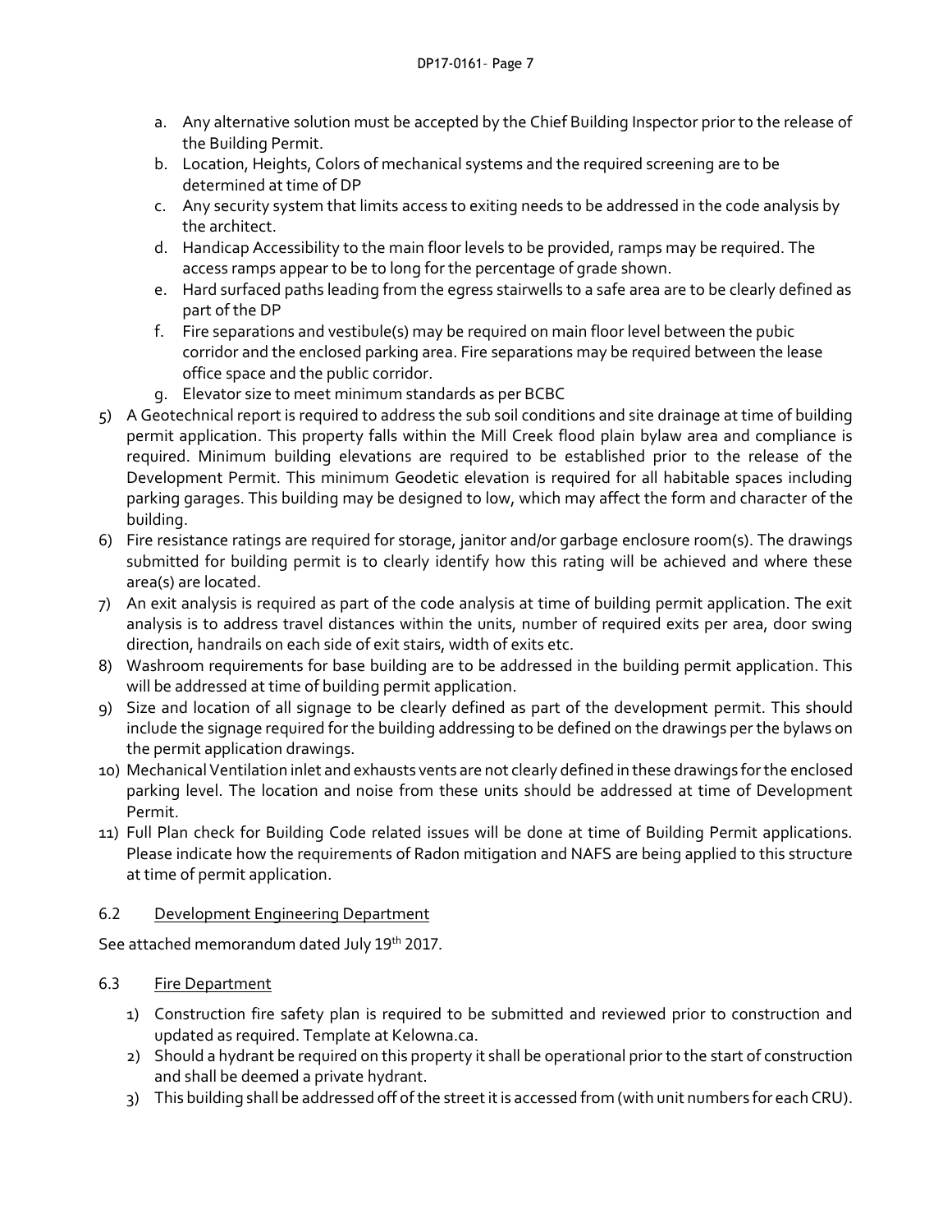a. Any alternative solution must be accepted by the Chief Building Inspector prior to the release of the Building Permit.
   b. Location, Heights, Colors of mechanical systems and the required screening are to be determined at time of DP
   c. Any security system that limits access to exiting needs to be addressed in the code analysis by the architect.
   d. Handicap Accessibility to the main floor levels to be provided, ramps may be required. The access ramps appear to be to long for the percentage of grade shown.
   e. Hard surfaced paths leading from the egress stairwells to a safe area are to be clearly defined as part of the DP
   f. Fire separations and vestibule(s) may be required on main floor level between the pubic corridor and the enclosed parking area. Fire separations may be required between the lease office space and the public corridor.
   g. Elevator size to meet minimum standards as per BCBC

5) A Geotechnical report is required to address the sub soil conditions and site drainage at time of building permit application. This property falls within the Mill Creek flood plain bylaw area and compliance is required. Minimum building elevations are required to be established prior to the release of the Development Permit. This minimum Geodetic elevation is required for all habitable spaces including parking garages. This building may be designed to low, which may affect the form and character of the building.
6) Fire resistance ratings are required for storage, janitor and/or garbage enclosure room(s). The drawings submitted for building permit is to clearly identify how this rating will be achieved and where these area(s) are located.
7) An exit analysis is required as part of the code analysis at time of building permit application. The exit analysis is to address travel distances within the units, number of required exits per area, door swing direction, handrails on each side of exit stairs, width of exits etc.
8) Washroom requirements for base building are to be addressed in the building permit application. This will be addressed at time of building permit application.
9) Size and location of all signage to be clearly defined as part of the development permit. This should include the signage required for the building addressing to be defined on the drawings per the bylaws on the permit application drawings.
10) Mechanical Ventilation inlet and exhausts vents are not clearly defined in these drawings for the enclosed parking level. The location and noise from these units should be addressed at time of Development Permit.
11) Full Plan check for Building Code related issues will be done at time of Building Permit applications. Please indicate how the requirements of Radon mitigation and NAFS are being applied to this structure at time of permit application.

### 6.2 Development Engineering Department

See attached memorandum dated July 19th 2017.

### 6.3 Fire Department

1) Construction fire safety plan is required to be submitted and reviewed prior to construction and updated as required. Template at Kelowna.ca.
2) Should a hydrant be required on this property it shall be operational prior to the start of construction and shall be deemed a private hydrant.
3) This building shall be addressed off of the street it is accessed from (with unit numbers for each CRU).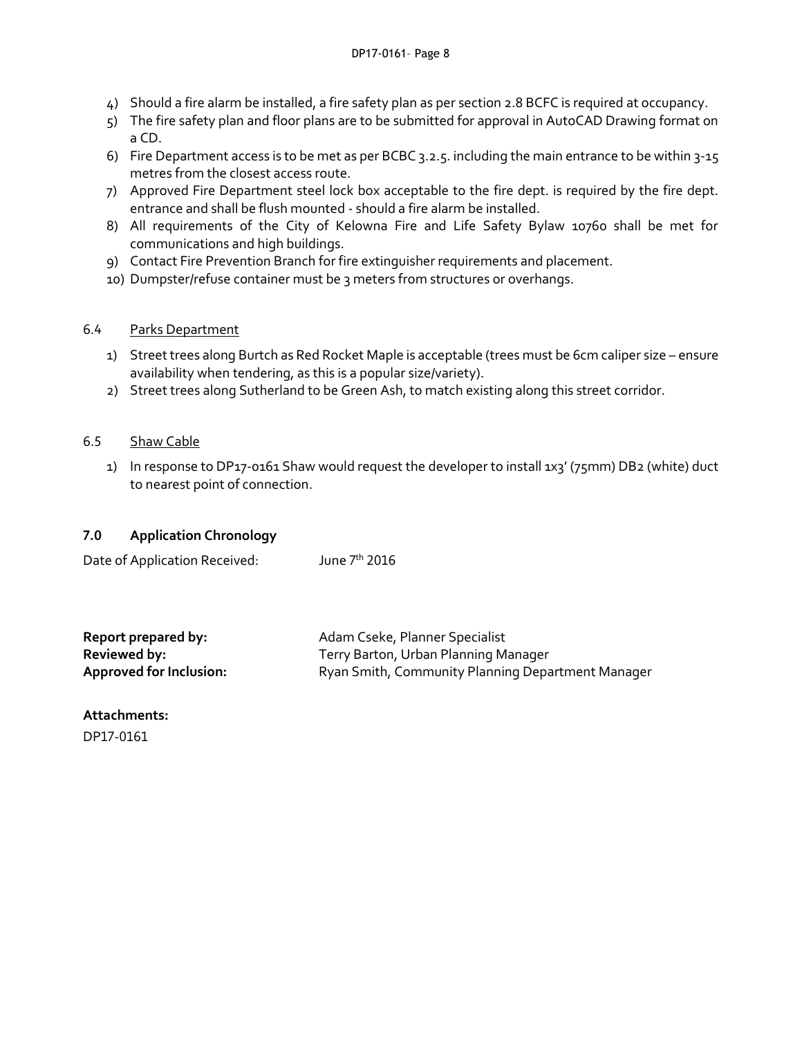4) Should a fire alarm be installed, a fire safety plan as per section 2.8 BCFC is required at occupancy.
5) The fire safety plan and floor plans are to be submitted for approval in AutoCAD Drawing format on a CD.
6) Fire Department access is to be met as per BCBC 3.2.5. including the main entrance to be within 3-15 metres from the closest access route.
7) Approved Fire Department steel lock box acceptable to the fire dept. is required by the fire dept. entrance and shall be flush mounted - should a fire alarm be installed.
8) All requirements of the City of Kelowna Fire and Life Safety Bylaw 10760 shall be met for communications and high buildings.
9) Contact Fire Prevention Branch for fire extinguisher requirements and placement.
10) Dumpster/refuse container must be 3 meters from structures or overhangs.

6.4 Parks Department

1) Street trees along Burtch as Red Rocket Maple is acceptable (trees must be 6cm caliper size – ensure availability when tendering, as this is a popular size/variety).
2) Street trees along Sutherland to be Green Ash, to match existing along this street corridor.

6.5 Shaw Cable

1) In response to DP17-0161 Shaw would request the developer to install 1x3' (75mm) DB2 (white) duct to nearest point of connection.

## 7.0 Application Chronology

Date of Application Received: June 7th 2016

**Report prepared by:** Adam Cseke, Planner Specialist
**Reviewed by:** Terry Barton, Urban Planning Manager
**Approved for Inclusion:** Ryan Smith, Community Planning Department Manager

**Attachments:**

DP17-0161